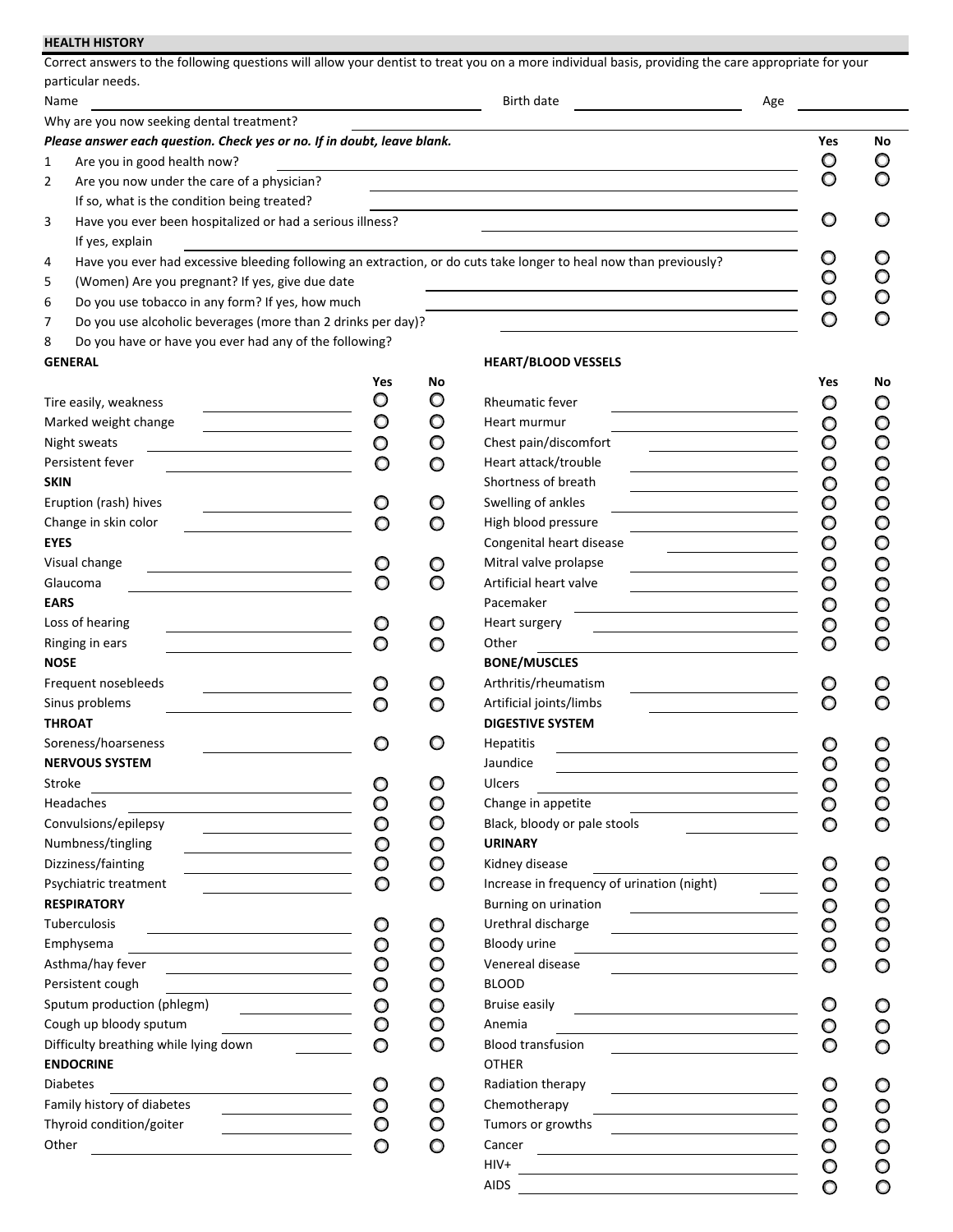## HEALTH HISTORY

Correct answers to the following questions will allow your dentist to treat you on a more individual basis, providing the care appropriate for your particular needs.

Name ______________________ Birth date ______________ Age __________

Why are you now seeking dental treatment? ______________________

***Please answer each question. Check yes or no. If in doubt, leave blank.***

| # | Question | Yes | No |
|---|---|---|---|
| 1 | Are you in good health now? | ○ | ○ |
| 2 | Are you now under the care of a physician? ______ If so, what is the condition being treated? ______ | ○ | ○ |
| 3 | Have you ever been hospitalized or had a serious illness? ______ If yes, explain ______ | ○ | ○ |
| 4 | Have you ever had excessive bleeding following an extraction, or do cuts take longer to heal now than previously? | ○ | ○ |
| 5 | (Women) Are you pregnant? If yes, give due date ______ | ○ | ○ |
| 6 | Do you use tobacco in any form? If yes, how much ______ | ○ | ○ |
| 7 | Do you use alcoholic beverages (more than 2 drinks per day)? ______ | ○ | ○ |
| 8 | Do you have or have you ever had any of the following? | | |

| GENERAL | Yes | No | HEART/BLOOD VESSELS | Yes | No |
|---|---|---|---|---|---|
| Tire easily, weakness ______ | ○ | ○ | Rheumatic fever ______ | ○ | ○ |
| Marked weight change ______ | ○ | ○ | Heart murmur ______ | ○ | ○ |
| Night sweats ______ | ○ | ○ | Chest pain/discomfort ______ | ○ | ○ |
| Persistent fever ______ | ○ | ○ | Heart attack/trouble ______ | ○ | ○ |
| **SKIN** | | | Shortness of breath ______ | ○ | ○ |
| Eruption (rash) hives ______ | ○ | ○ | Swelling of ankles ______ | ○ | ○ |
| Change in skin color ______ | ○ | ○ | High blood pressure ______ | ○ | ○ |
| **EYES** | | | Congenital heart disease ______ | ○ | ○ |
| Visual change ______ | ○ | ○ | Mitral valve prolapse ______ | ○ | ○ |
| Glaucoma ______ | ○ | ○ | Artificial heart valve ______ | ○ | ○ |
| **EARS** | | | Pacemaker ______ | ○ | ○ |
| Loss of hearing ______ | ○ | ○ | Heart surgery ______ | ○ | ○ |
| Ringing in ears ______ | ○ | ○ | Other ______ | ○ | ○ |
| **NOSE** | | | **BONE/MUSCLES** | | |
| Frequent nosebleeds ______ | ○ | ○ | Arthritis/rheumatism ______ | ○ | ○ |
| Sinus problems ______ | ○ | ○ | Artificial joints/limbs ______ | ○ | ○ |
| **THROAT** | | | **DIGESTIVE SYSTEM** | | |
| Soreness/hoarseness ______ | ○ | ○ | Hepatitis ______ | ○ | ○ |
| **NERVOUS SYSTEM** | | | Jaundice ______ | ○ | ○ |
| Stroke ______ | ○ | ○ | Ulcers ______ | ○ | ○ |
| Headaches ______ | ○ | ○ | Change in appetite ______ | ○ | ○ |
| Convulsions/epilepsy ______ | ○ | ○ | Black, bloody or pale stools ______ | ○ | ○ |
| Numbness/tingling ______ | ○ | ○ | **URINARY** | | |
| Dizziness/fainting ______ | ○ | ○ | Kidney disease ______ | ○ | ○ |
| Psychiatric treatment ______ | ○ | ○ | Increase in frequency of urination (night) ______ | ○ | ○ |
| **RESPIRATORY** | | | Burning on urination ______ | ○ | ○ |
| Tuberculosis ______ | ○ | ○ | Urethral discharge ______ | ○ | ○ |
| Emphysema ______ | ○ | ○ | Bloody urine ______ | ○ | ○ |
| Asthma/hay fever ______ | ○ | ○ | Venereal disease ______ | ○ | ○ |
| Persistent cough ______ | ○ | ○ | BLOOD | | |
| Sputum production (phlegm) ______ | ○ | ○ | Bruise easily ______ | ○ | ○ |
| Cough up bloody sputum ______ | ○ | ○ | Anemia ______ | ○ | ○ |
| Difficulty breathing while lying down ______ | ○ | ○ | Blood transfusion ______ | ○ | ○ |
| **ENDOCRINE** | | | OTHER | | |
| Diabetes ______ | ○ | ○ | Radiation therapy ______ | ○ | ○ |
| Family history of diabetes ______ | ○ | ○ | Chemotherapy ______ | ○ | ○ |
| Thyroid condition/goiter ______ | ○ | ○ | Tumors or growths ______ | ○ | ○ |
| Other ______ | ○ | ○ | Cancer ______ | ○ | ○ |
| | | | HIV+ ______ | ○ | ○ |
| | | | AIDS ______ | ○ | ○ |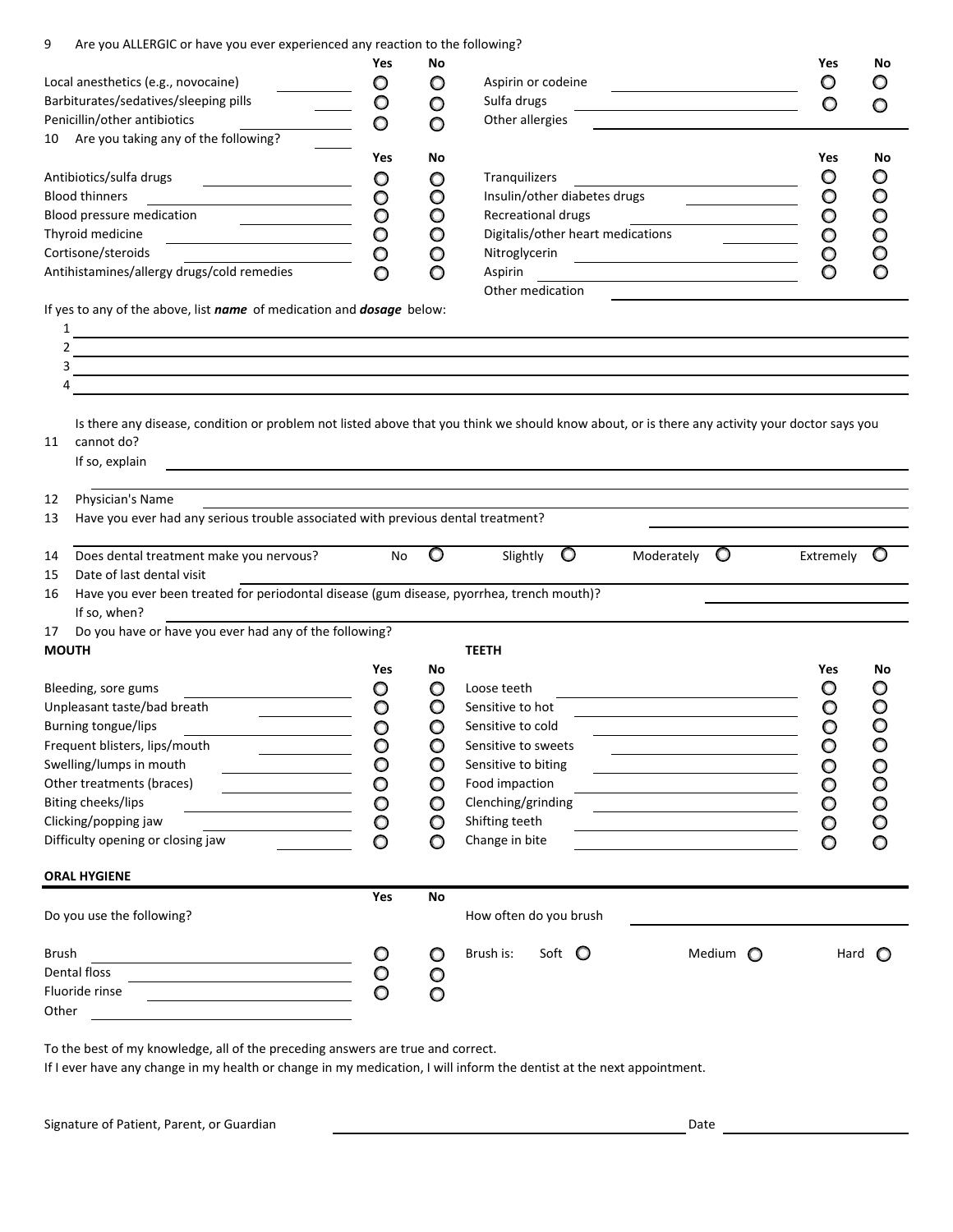9 Are you ALLERGIC or have you ever experienced any reaction to the following?

| | Yes | No | | Yes | No |
|---|---|---|---|---|---|
| Local anesthetics (e.g., novocaine) | O | O | Aspirin or codeine | O | O |
| Barbiturates/sedatives/sleeping pills | O | O | Sulfa drugs | O | O |
| Penicillin/other antibiotics | O | O | Other allergies | | |

10 Are you taking any of the following?

| | Yes | No | | Yes | No |
|---|---|---|---|---|---|
| Antibiotics/sulfa drugs | O | O | Tranquilizers | O | O |
| Blood thinners | O | O | Insulin/other diabetes drugs | O | O |
| Blood pressure medication | O | O | Recreational drugs | O | O |
| Thyroid medicine | O | O | Digitalis/other heart medications | O | O |
| Cortisone/steroids | O | O | Nitroglycerin | O | O |
| Antihistamines/allergy drugs/cold remedies | O | O | Aspirin | O | O |
| | | | Other medication | | |

If yes to any of the above, list ***name*** of medication and ***dosage*** below:

1 \_\_\_\_\_\_\_\_\_\_\_\_\_\_\_\_\_\_\_\_

2 \_\_\_\_\_\_\_\_\_\_\_\_\_\_\_\_\_\_\_\_

3 \_\_\_\_\_\_\_\_\_\_\_\_\_\_\_\_\_\_\_\_

4 \_\_\_\_\_\_\_\_\_\_\_\_\_\_\_\_\_\_\_\_

11 Is there any disease, condition or problem not listed above that you think we should know about, or is there any activity your doctor says you cannot do?
If so, explain \_\_\_\_\_\_\_\_\_\_\_\_\_\_\_\_\_\_\_\_

12 Physician's Name \_\_\_\_\_\_\_\_\_\_\_\_\_\_\_\_\_\_\_\_

13 Have you ever had any serious trouble associated with previous dental treatment? \_\_\_\_\_\_\_\_\_\_\_\_\_\_\_\_\_\_\_\_

14 Does dental treatment make you nervous? No O Slightly O Moderately O Extremely O

15 Date of last dental visit \_\_\_\_\_\_\_\_\_\_\_\_\_\_\_\_\_\_\_\_

16 Have you ever been treated for periodontal disease (gum disease, pyorrhea, trench mouth)? \_\_\_\_\_\_\_\_\_\_\_\_\_\_\_\_\_\_\_\_
If so, when? \_\_\_\_\_\_\_\_\_\_\_\_\_\_\_\_\_\_\_\_

17 Do you have or have you ever had any of the following?

| MOUTH | Yes | No | TEETH | Yes | No |
|---|---|---|---|---|---|
| Bleeding, sore gums | O | O | Loose teeth | O | O |
| Unpleasant taste/bad breath | O | O | Sensitive to hot | O | O |
| Burning tongue/lips | O | O | Sensitive to cold | O | O |
| Frequent blisters, lips/mouth | O | O | Sensitive to sweets | O | O |
| Swelling/lumps in mouth | O | O | Sensitive to biting | O | O |
| Other treatments (braces) | O | O | Food impaction | O | O |
| Biting cheeks/lips | O | O | Clenching/grinding | O | O |
| Clicking/popping jaw | O | O | Shifting teeth | O | O |
| Difficulty opening or closing jaw | O | O | Change in bite | O | O |

**ORAL HYGIENE**

| Do you use the following? | Yes | No | |
|---|---|---|---|
| Brush | O | O | How often do you brush \_\_\_\_\_\_\_\_ |
| Dental floss | O | O | Brush is: Soft O Medium O Hard O |
| Fluoride rinse | O | O | |
| Other | | | |

To the best of my knowledge, all of the preceding answers are true and correct.
If I ever have any change in my health or change in my medication, I will inform the dentist at the next appointment.

Signature of Patient, Parent, or Guardian \_\_\_\_\_\_\_\_\_\_\_\_\_\_\_\_\_\_\_\_ Date \_\_\_\_\_\_\_\_\_\_